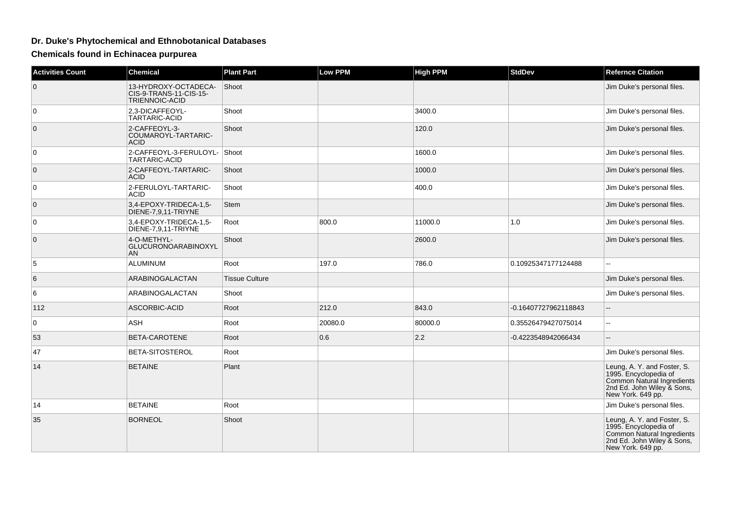# Dr. Duke's Phytochemical and Ethnobotanical Databases

## Chemicals found in Echinacea purpurea

| Activities Count | Chemical | Plant Part | Low PPM | High PPM | StdDev | Refernce Citation |
|---|---|---|---|---|---|---|
| 0 | 13-HYDROXY-OCTADECA-CIS-9-TRANS-11-CIS-15-TRIENNOIC-ACID | Shoot | | | | Jim Duke's personal files. |
| 0 | 2,3-DICAFFEOYL-TARTARIC-ACID | Shoot | | 3400.0 | | Jim Duke's personal files. |
| 0 | 2-CAFFEOYL-3-COUMAROYL-TARTARIC-ACID | Shoot | | 120.0 | | Jim Duke's personal files. |
| 0 | 2-CAFFEOYL-3-FERULOYL-TARTARIC-ACID | Shoot | | 1600.0 | | Jim Duke's personal files. |
| 0 | 2-CAFFEOYL-TARTARIC-ACID | Shoot | | 1000.0 | | Jim Duke's personal files. |
| 0 | 2-FERULOYL-TARTARIC-ACID | Shoot | | 400.0 | | Jim Duke's personal files. |
| 0 | 3,4-EPOXY-TRIDECA-1,5-DIENE-7,9,11-TRIYNE | Stem | | | | Jim Duke's personal files. |
| 0 | 3,4-EPOXY-TRIDECA-1,5-DIENE-7,9,11-TRIYNE | Root | 800.0 | 11000.0 | 1.0 | Jim Duke's personal files. |
| 0 | 4-O-METHYL-GLUCURONOARABINOXYLAN | Shoot | | 2600.0 | | Jim Duke's personal files. |
| 5 | ALUMINUM | Root | 197.0 | 786.0 | 0.10925347177124488 | -- |
| 6 | ARABINOGALACTAN | Tissue Culture | | | | Jim Duke's personal files. |
| 6 | ARABINOGALACTAN | Shoot | | | | Jim Duke's personal files. |
| 112 | ASCORBIC-ACID | Root | 212.0 | 843.0 | -0.16407727962118843 | -- |
| 0 | ASH | Root | 20080.0 | 80000.0 | 0.35526479427075014 | -- |
| 53 | BETA-CAROTENE | Root | 0.6 | 2.2 | -0.4223548942066434 | -- |
| 47 | BETA-SITOSTEROL | Root | | | | Jim Duke's personal files. |
| 14 | BETAINE | Plant | | | | Leung, A. Y. and Foster, S. 1995. Encyclopedia of Common Natural Ingredients 2nd Ed. John Wiley & Sons, New York. 649 pp. |
| 14 | BETAINE | Root | | | | Jim Duke's personal files. |
| 35 | BORNEOL | Shoot | | | | Leung, A. Y. and Foster, S. 1995. Encyclopedia of Common Natural Ingredients 2nd Ed. John Wiley & Sons, New York. 649 pp. |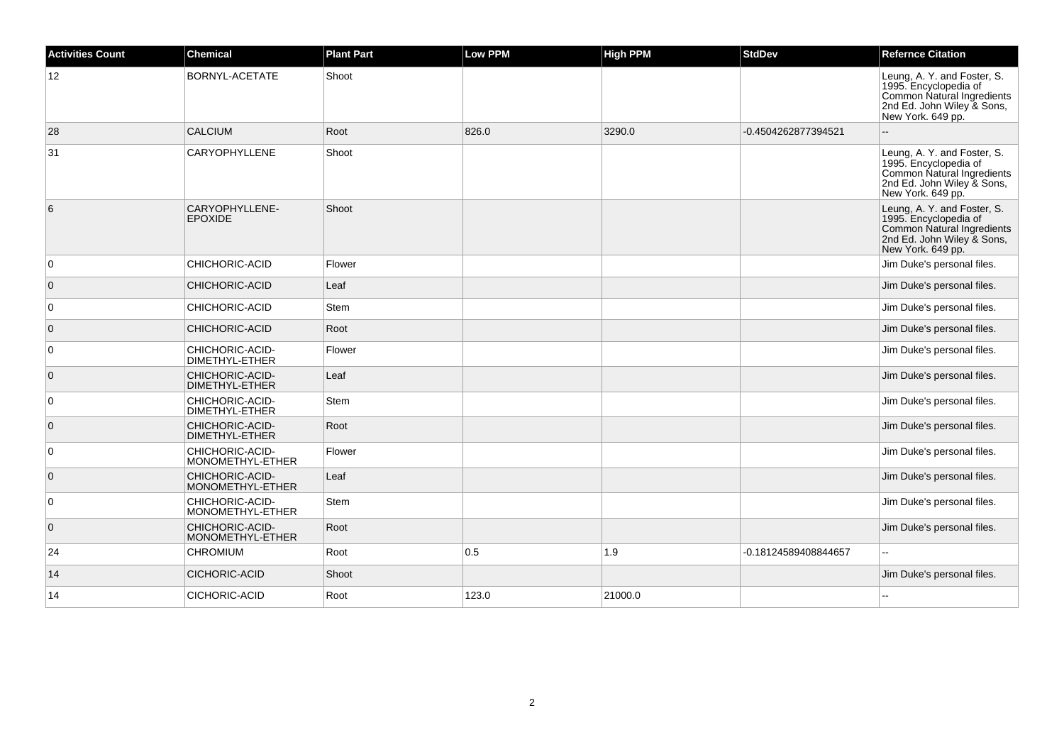| Activities Count | Chemical | Plant Part | Low PPM | High PPM | StdDev | Refernce Citation |
| --- | --- | --- | --- | --- | --- | --- |
| 12 | BORNYL-ACETATE | Shoot | | | | Leung, A. Y. and Foster, S. 1995. Encyclopedia of Common Natural Ingredients 2nd Ed. John Wiley & Sons, New York. 649 pp. |
| 28 | CALCIUM | Root | 826.0 | 3290.0 | -0.4504262877394521 | -- |
| 31 | CARYOPHYLLENE | Shoot | | | | Leung, A. Y. and Foster, S. 1995. Encyclopedia of Common Natural Ingredients 2nd Ed. John Wiley & Sons, New York. 649 pp. |
| 6 | CARYOPHYLLENE-EPOXIDE | Shoot | | | | Leung, A. Y. and Foster, S. 1995. Encyclopedia of Common Natural Ingredients 2nd Ed. John Wiley & Sons, New York. 649 pp. |
| 0 | CHICHORIC-ACID | Flower | | | | Jim Duke's personal files. |
| 0 | CHICHORIC-ACID | Leaf | | | | Jim Duke's personal files. |
| 0 | CHICHORIC-ACID | Stem | | | | Jim Duke's personal files. |
| 0 | CHICHORIC-ACID | Root | | | | Jim Duke's personal files. |
| 0 | CHICHORIC-ACID-DIMETHYL-ETHER | Flower | | | | Jim Duke's personal files. |
| 0 | CHICHORIC-ACID-DIMETHYL-ETHER | Leaf | | | | Jim Duke's personal files. |
| 0 | CHICHORIC-ACID-DIMETHYL-ETHER | Stem | | | | Jim Duke's personal files. |
| 0 | CHICHORIC-ACID-DIMETHYL-ETHER | Root | | | | Jim Duke's personal files. |
| 0 | CHICHORIC-ACID-MONOMETHYL-ETHER | Flower | | | | Jim Duke's personal files. |
| 0 | CHICHORIC-ACID-MONOMETHYL-ETHER | Leaf | | | | Jim Duke's personal files. |
| 0 | CHICHORIC-ACID-MONOMETHYL-ETHER | Stem | | | | Jim Duke's personal files. |
| 0 | CHICHORIC-ACID-MONOMETHYL-ETHER | Root | | | | Jim Duke's personal files. |
| 24 | CHROMIUM | Root | 0.5 | 1.9 | -0.18124589408844657 | -- |
| 14 | CICHORIC-ACID | Shoot | | | | Jim Duke's personal files. |
| 14 | CICHORIC-ACID | Root | 123.0 | 21000.0 | | -- |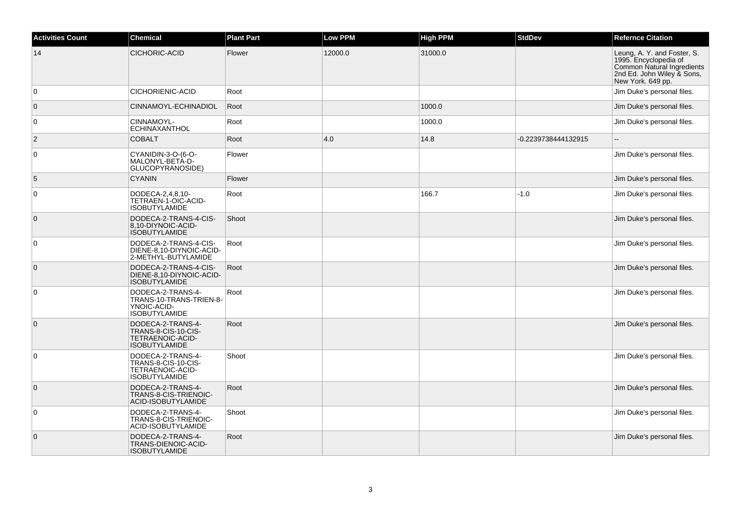| Activities Count | Chemical | Plant Part | Low PPM | High PPM | StdDev | Refernce Citation |
|---|---|---|---|---|---|---|
| 14 | CICHORIC-ACID | Flower | 12000.0 | 31000.0 | | Leung, A. Y. and Foster, S. 1995. Encyclopedia of Common Natural Ingredients 2nd Ed. John Wiley & Sons, New York. 649 pp. |
| 0 | CICHORIENIC-ACID | Root | | | | Jim Duke's personal files. |
| 0 | CINNAMOYL-ECHINADIOL | Root | | 1000.0 | | Jim Duke's personal files. |
| 0 | CINNAMOYL-ECHINAXANTHOL | Root | | 1000.0 | | Jim Duke's personal files. |
| 2 | COBALT | Root | 4.0 | 14.8 | -0.2239738444132915 | -- |
| 0 | CYANIDIN-3-O-(6-O-MALONYL-BETA-D-GLUCOPYRANOSIDE) | Flower | | | | Jim Duke's personal files. |
| 5 | CYANIN | Flower | | | | Jim Duke's personal files. |
| 0 | DODECA-2,4,8,10-TETRAEN-1-OIC-ACID-ISOBUTYLAMIDE | Root | | 166.7 | -1.0 | Jim Duke's personal files. |
| 0 | DODECA-2-TRANS-4-CIS-8,10-DIYNOIC-ACID-ISOBUTYLAMIDE | Shoot | | | | Jim Duke's personal files. |
| 0 | DODECA-2-TRANS-4-CIS-DIENE-8,10-DIYNOIC-ACID-2-METHYL-BUTYLAMIDE | Root | | | | Jim Duke's personal files. |
| 0 | DODECA-2-TRANS-4-CIS-DIENE-8,10-DIYNOIC-ACID-ISOBUTYLAMIDE | Root | | | | Jim Duke's personal files. |
| 0 | DODECA-2-TRANS-4-TRANS-10-TRANS-TRIEN-8-YNOIC-ACID-ISOBUTYLAMIDE | Root | | | | Jim Duke's personal files. |
| 0 | DODECA-2-TRANS-4-TRANS-8-CIS-10-CIS-TETRAENOIC-ACID-ISOBUTYLAMIDE | Root | | | | Jim Duke's personal files. |
| 0 | DODECA-2-TRANS-4-TRANS-8-CIS-10-CIS-TETRAENOIC-ACID-ISOBUTYLAMIDE | Shoot | | | | Jim Duke's personal files. |
| 0 | DODECA-2-TRANS-4-TRANS-8-CIS-TRIENOIC-ACID-ISOBUTYLAMIDE | Root | | | | Jim Duke's personal files. |
| 0 | DODECA-2-TRANS-4-TRANS-8-CIS-TRIENOIC-ACID-ISOBUTYLAMIDE | Shoot | | | | Jim Duke's personal files. |
| 0 | DODECA-2-TRANS-4-TRANS-DIENOIC-ACID-ISOBUTYLAMIDE | Root | | | | Jim Duke's personal files. |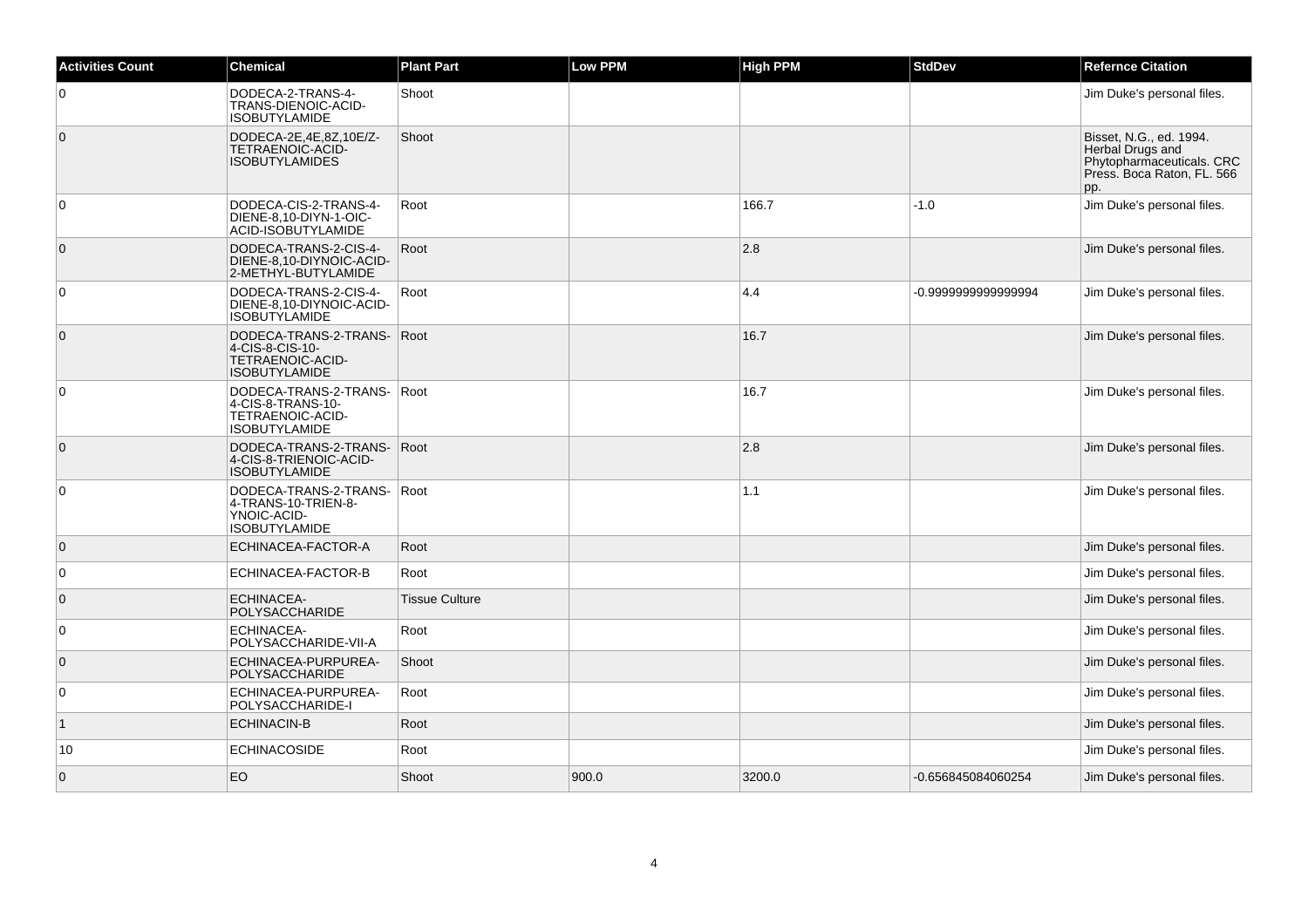| Activities Count | Chemical | Plant Part | Low PPM | High PPM | StdDev | Refernce Citation |
|---|---|---|---|---|---|---|
| 0 | DODECA-2-TRANS-4-TRANS-DIENOIC-ACID-ISOBUTYLAMIDE | Shoot | | | | Jim Duke's personal files. |
| 0 | DODECA-2E,4E,8Z,10E/Z-TETRAENOIC-ACID-ISOBUTYLAMIDES | Shoot | | | | Bisset, N.G., ed. 1994. Herbal Drugs and Phytopharmaceuticals. CRC Press. Boca Raton, FL. 566 pp. |
| 0 | DODECA-CIS-2-TRANS-4-DIENE-8,10-DIYN-1-OIC-ACID-ISOBUTYLAMIDE | Root | | 166.7 | -1.0 | Jim Duke's personal files. |
| 0 | DODECA-TRANS-2-CIS-4-DIENE-8,10-DIYNOIC-ACID-2-METHYL-BUTYLAMIDE | Root | | 2.8 | | Jim Duke's personal files. |
| 0 | DODECA-TRANS-2-CIS-4-DIENE-8,10-DIYNOIC-ACID-ISOBUTYLAMIDE | Root | | 4.4 | -0.9999999999999994 | Jim Duke's personal files. |
| 0 | DODECA-TRANS-2-TRANS-4-CIS-8-CIS-10-TETRAENOIC-ACID-ISOBUTYLAMIDE | Root | | 16.7 | | Jim Duke's personal files. |
| 0 | DODECA-TRANS-2-TRANS-4-CIS-8-TRANS-10-TETRAENOIC-ACID-ISOBUTYLAMIDE | Root | | 16.7 | | Jim Duke's personal files. |
| 0 | DODECA-TRANS-2-TRANS-4-CIS-8-TRIENOIC-ACID-ISOBUTYLAMIDE | Root | | 2.8 | | Jim Duke's personal files. |
| 0 | DODECA-TRANS-2-TRANS-4-TRANS-10-TRIEN-8-YNOIC-ACID-ISOBUTYLAMIDE | Root | | 1.1 | | Jim Duke's personal files. |
| 0 | ECHINACEA-FACTOR-A | Root | | | | Jim Duke's personal files. |
| 0 | ECHINACEA-FACTOR-B | Root | | | | Jim Duke's personal files. |
| 0 | ECHINACEA-POLYSACCHARIDE | Tissue Culture | | | | Jim Duke's personal files. |
| 0 | ECHINACEA-POLYSACCHARIDE-VII-A | Root | | | | Jim Duke's personal files. |
| 0 | ECHINACEA-PURPUREA-POLYSACCHARIDE | Shoot | | | | Jim Duke's personal files. |
| 0 | ECHINACEA-PURPUREA-POLYSACCHARIDE-I | Root | | | | Jim Duke's personal files. |
| 1 | ECHINACIN-B | Root | | | | Jim Duke's personal files. |
| 10 | ECHINACOSIDE | Root | | | | Jim Duke's personal files. |
| 0 | EO | Shoot | 900.0 | 3200.0 | -0.656845084060254 | Jim Duke's personal files. |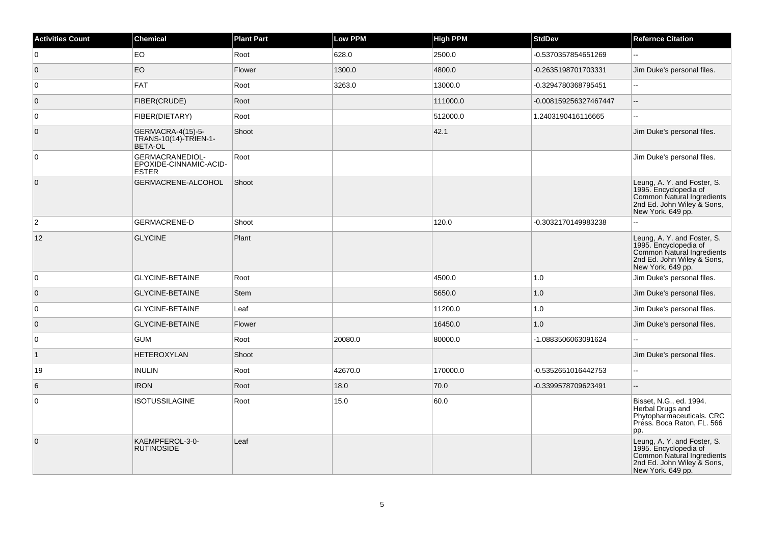| Activities Count | Chemical | Plant Part | Low PPM | High PPM | StdDev | Refernce Citation |
|---|---|---|---|---|---|---|
| 0 | EO | Root | 628.0 | 2500.0 | -0.5370357854651269 | -- |
| 0 | EO | Flower | 1300.0 | 4800.0 | -0.2635198701703331 | Jim Duke's personal files. |
| 0 | FAT | Root | 3263.0 | 13000.0 | -0.3294780368795451 | -- |
| 0 | FIBER(CRUDE) | Root | | 111000.0 | -0.008159256327467447 | -- |
| 0 | FIBER(DIETARY) | Root | | 512000.0 | 1.2403190416116665 | -- |
| 0 | GERMACRA-4(15)-5-TRANS-10(14)-TRIEN-1-BETA-OL | Shoot | | 42.1 | | Jim Duke's personal files. |
| 0 | GERMACRANEDIOL-EPOXIDE-CINNAMIC-ACID-ESTER | Root | | | | Jim Duke's personal files. |
| 0 | GERMACRENE-ALCOHOL | Shoot | | | | Leung, A. Y. and Foster, S. 1995. Encyclopedia of Common Natural Ingredients 2nd Ed. John Wiley & Sons, New York. 649 pp. |
| 2 | GERMACRENE-D | Shoot | | 120.0 | -0.3032170149983238 | -- |
| 12 | GLYCINE | Plant | | | | Leung, A. Y. and Foster, S. 1995. Encyclopedia of Common Natural Ingredients 2nd Ed. John Wiley & Sons, New York. 649 pp. |
| 0 | GLYCINE-BETAINE | Root | | 4500.0 | 1.0 | Jim Duke's personal files. |
| 0 | GLYCINE-BETAINE | Stem | | 5650.0 | 1.0 | Jim Duke's personal files. |
| 0 | GLYCINE-BETAINE | Leaf | | 11200.0 | 1.0 | Jim Duke's personal files. |
| 0 | GLYCINE-BETAINE | Flower | | 16450.0 | 1.0 | Jim Duke's personal files. |
| 0 | GUM | Root | 20080.0 | 80000.0 | -1.0883506063091624 | -- |
| 1 | HETEROXYLAN | Shoot | | | | Jim Duke's personal files. |
| 19 | INULIN | Root | 42670.0 | 170000.0 | -0.5352651016442753 | -- |
| 6 | IRON | Root | 18.0 | 70.0 | -0.3399578709623491 | -- |
| 0 | ISOTUSSILAGINE | Root | 15.0 | 60.0 | | Bisset, N.G., ed. 1994. Herbal Drugs and Phytopharmaceuticals. CRC Press. Boca Raton, FL. 566 pp. |
| 0 | KAEMPFEROL-3-0-RUTINOSIDE | Leaf | | | | Leung, A. Y. and Foster, S. 1995. Encyclopedia of Common Natural Ingredients 2nd Ed. John Wiley & Sons, New York. 649 pp. |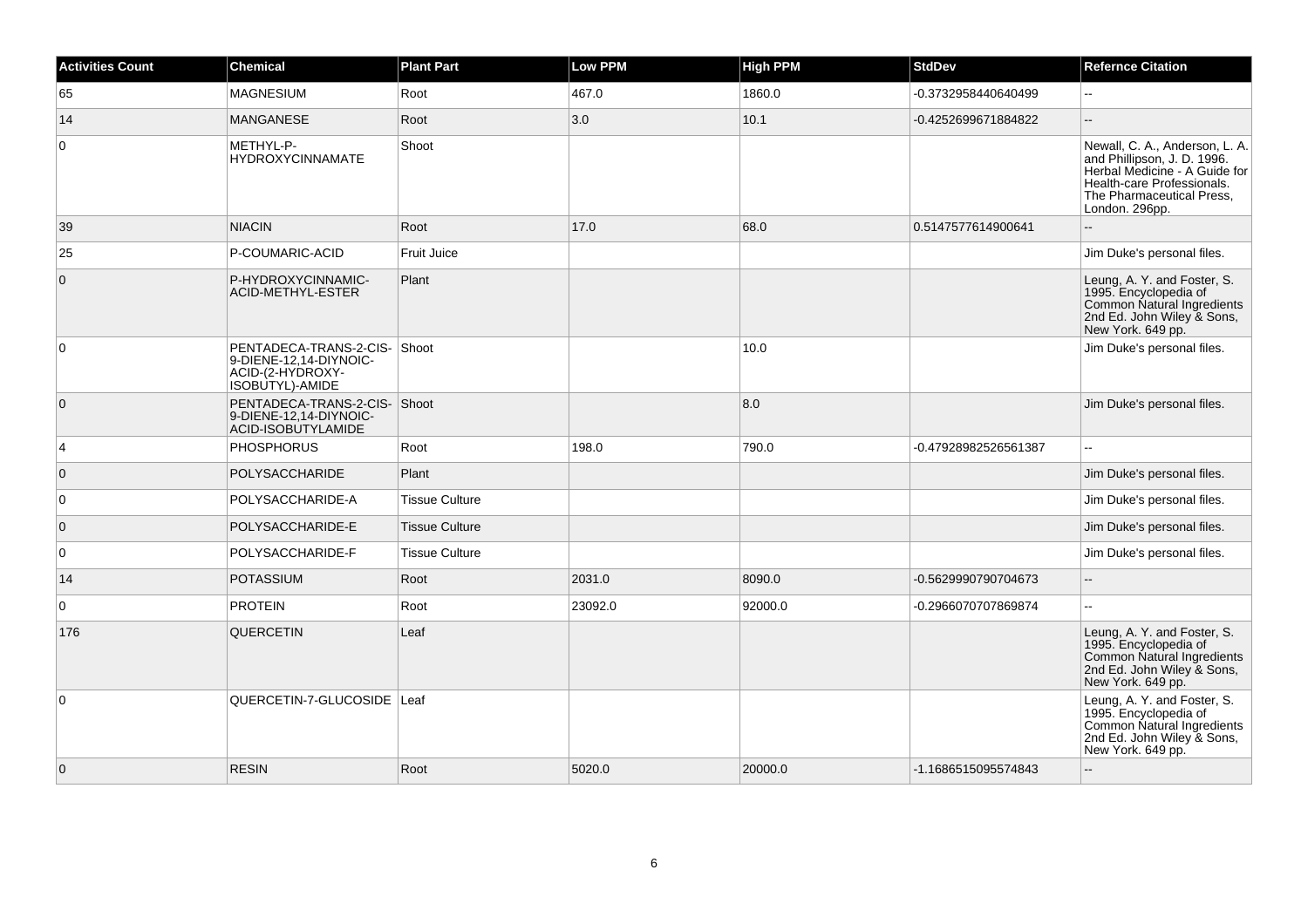| Activities Count | Chemical | Plant Part | Low PPM | High PPM | StdDev | Refernce Citation |
|---|---|---|---|---|---|---|
| 65 | MAGNESIUM | Root | 467.0 | 1860.0 | -0.3732958440640499 | -- |
| 14 | MANGANESE | Root | 3.0 | 10.1 | -0.4252699671884822 | -- |
| 0 | METHYL-P-HYDROXYCINNAMATE | Shoot | | | | Newall, C. A., Anderson, L. A. and Phillipson, J. D. 1996. Herbal Medicine - A Guide for Health-care Professionals. The Pharmaceutical Press, London. 296pp. |
| 39 | NIACIN | Root | 17.0 | 68.0 | 0.5147577614900641 | -- |
| 25 | P-COUMARIC-ACID | Fruit Juice | | | | Jim Duke's personal files. |
| 0 | P-HYDROXYCINNAMIC-ACID-METHYL-ESTER | Plant | | | | Leung, A. Y. and Foster, S. 1995. Encyclopedia of Common Natural Ingredients 2nd Ed. John Wiley & Sons, New York. 649 pp. |
| 0 | PENTADECA-TRANS-2-CIS-9-DIENE-12,14-DIYNOIC-ACID-(2-HYDROXY-ISOBUTYL)-AMIDE | Shoot | | 10.0 | | Jim Duke's personal files. |
| 0 | PENTADECA-TRANS-2-CIS-9-DIENE-12,14-DIYNOIC-ACID-ISOBUTYLAMIDE | Shoot | | 8.0 | | Jim Duke's personal files. |
| 4 | PHOSPHORUS | Root | 198.0 | 790.0 | -0.47928982526561387 | -- |
| 0 | POLYSACCHARIDE | Plant | | | | Jim Duke's personal files. |
| 0 | POLYSACCHARIDE-A | Tissue Culture | | | | Jim Duke's personal files. |
| 0 | POLYSACCHARIDE-E | Tissue Culture | | | | Jim Duke's personal files. |
| 0 | POLYSACCHARIDE-F | Tissue Culture | | | | Jim Duke's personal files. |
| 14 | POTASSIUM | Root | 2031.0 | 8090.0 | -0.5629990790704673 | -- |
| 0 | PROTEIN | Root | 23092.0 | 92000.0 | -0.2966070707869874 | -- |
| 176 | QUERCETIN | Leaf | | | | Leung, A. Y. and Foster, S. 1995. Encyclopedia of Common Natural Ingredients 2nd Ed. John Wiley & Sons, New York. 649 pp. |
| 0 | QUERCETIN-7-GLUCOSIDE | Leaf | | | | Leung, A. Y. and Foster, S. 1995. Encyclopedia of Common Natural Ingredients 2nd Ed. John Wiley & Sons, New York. 649 pp. |
| 0 | RESIN | Root | 5020.0 | 20000.0 | -1.1686515095574843 | -- |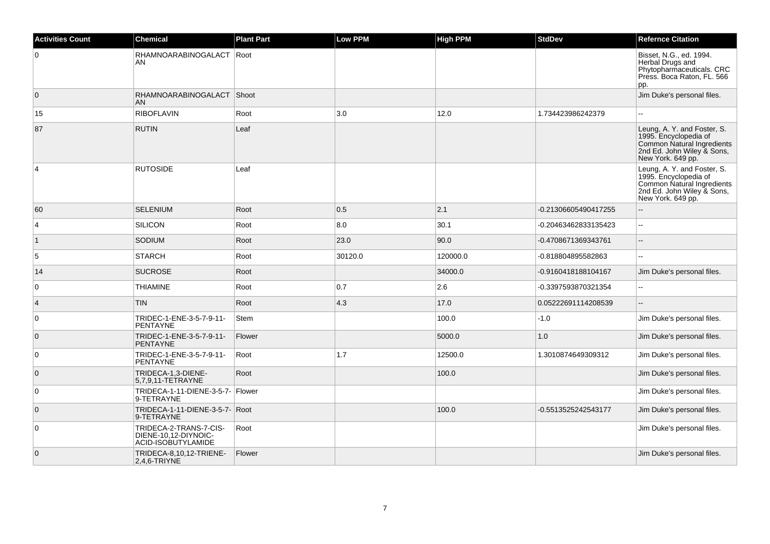| Activities Count | Chemical | Plant Part | Low PPM | High PPM | StdDev | Refernce Citation |
|---|---|---|---|---|---|---|
| 0 | RHAMNOARABINOGALACTAN | Root | | | | Bisset, N.G., ed. 1994. Herbal Drugs and Phytopharmaceuticals. CRC Press. Boca Raton, FL. 566 pp. |
| 0 | RHAMNOARABINOGALACTAN | Shoot | | | | Jim Duke's personal files. |
| 15 | RIBOFLAVIN | Root | 3.0 | 12.0 | 1.734423986242379 | -- |
| 87 | RUTIN | Leaf | | | | Leung, A. Y. and Foster, S. 1995. Encyclopedia of Common Natural Ingredients 2nd Ed. John Wiley & Sons, New York. 649 pp. |
| 4 | RUTOSIDE | Leaf | | | | Leung, A. Y. and Foster, S. 1995. Encyclopedia of Common Natural Ingredients 2nd Ed. John Wiley & Sons, New York. 649 pp. |
| 60 | SELENIUM | Root | 0.5 | 2.1 | -0.21306605490417255 | -- |
| 4 | SILICON | Root | 8.0 | 30.1 | -0.20463462833135423 | -- |
| 1 | SODIUM | Root | 23.0 | 90.0 | -0.4708671369343761 | -- |
| 5 | STARCH | Root | 30120.0 | 120000.0 | -0.818804895582863 | -- |
| 14 | SUCROSE | Root | | 34000.0 | -0.9160418188104167 | Jim Duke's personal files. |
| 0 | THIAMINE | Root | 0.7 | 2.6 | -0.3397593870321354 | -- |
| 4 | TIN | Root | 4.3 | 17.0 | 0.05222691114208539 | -- |
| 0 | TRIDEC-1-ENE-3-5-7-9-11-PENTAYNE | Stem | | 100.0 | -1.0 | Jim Duke's personal files. |
| 0 | TRIDEC-1-ENE-3-5-7-9-11-PENTAYNE | Flower | | 5000.0 | 1.0 | Jim Duke's personal files. |
| 0 | TRIDEC-1-ENE-3-5-7-9-11-PENTAYNE | Root | 1.7 | 12500.0 | 1.3010874649309312 | Jim Duke's personal files. |
| 0 | TRIDECA-1,3-DIENE-5,7,9,11-TETRAYNE | Root | | 100.0 | | Jim Duke's personal files. |
| 0 | TRIDECA-1-11-DIENE-3-5-7-9-TETRAYNE | Flower | | | | Jim Duke's personal files. |
| 0 | TRIDECA-1-11-DIENE-3-5-7-9-TETRAYNE | Root | | 100.0 | -0.5513525242543177 | Jim Duke's personal files. |
| 0 | TRIDECA-2-TRANS-7-CIS-DIENE-10,12-DIYNOIC-ACID-ISOBUTYLAMIDE | Root | | | | Jim Duke's personal files. |
| 0 | TRIDECA-8,10,12-TRIENE-2,4,6-TRIYNE | Flower | | | | Jim Duke's personal files. |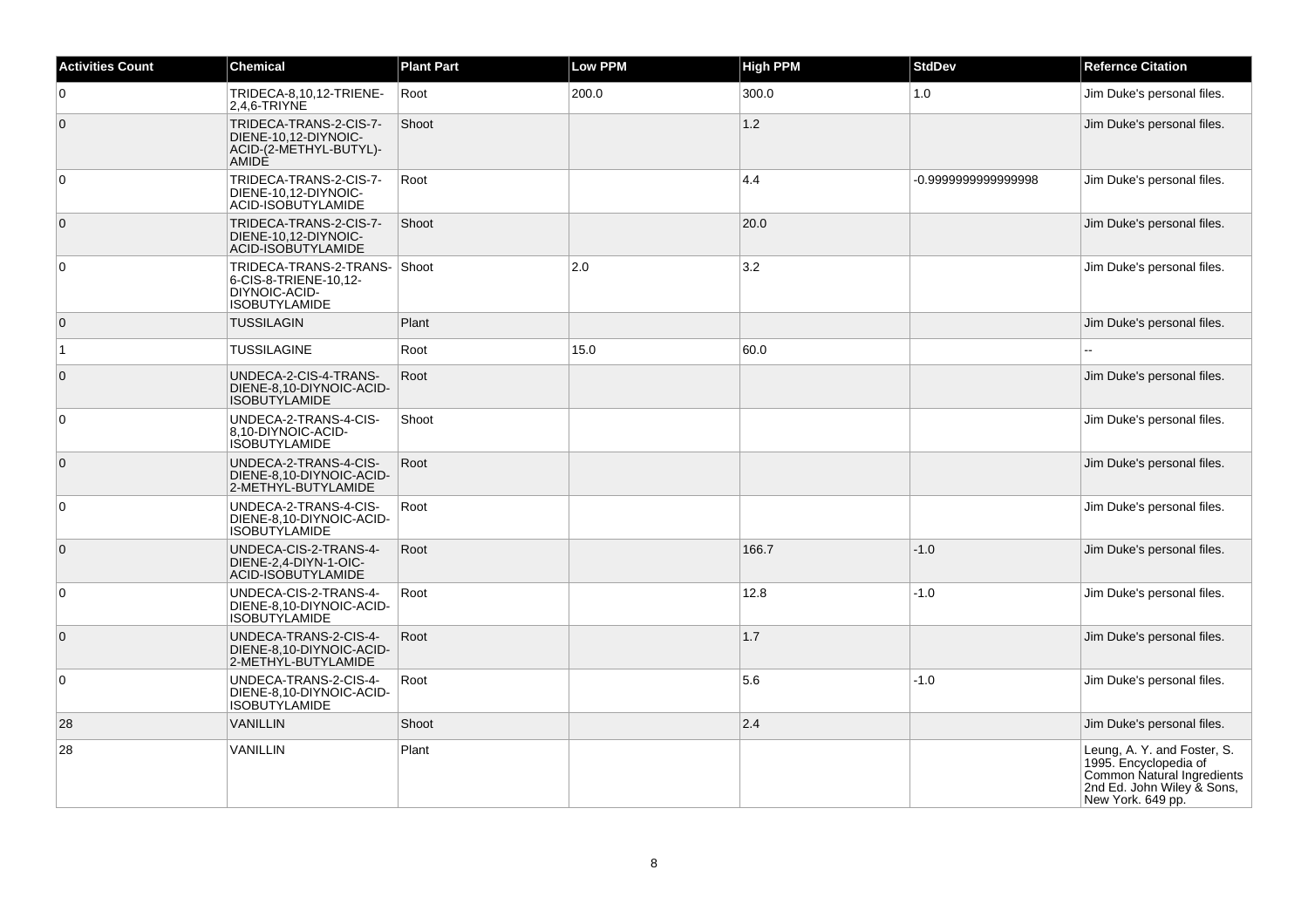| Activities Count | Chemical | Plant Part | Low PPM | High PPM | StdDev | Refernce Citation |
|---|---|---|---|---|---|---|
| 0 | TRIDECA-8,10,12-TRIENE-2,4,6-TRIYNE | Root | 200.0 | 300.0 | 1.0 | Jim Duke's personal files. |
| 0 | TRIDECA-TRANS-2-CIS-7-DIENE-10,12-DIYNOIC-ACID-(2-METHYL-BUTYL)-AMIDE | Shoot | | 1.2 | | Jim Duke's personal files. |
| 0 | TRIDECA-TRANS-2-CIS-7-DIENE-10,12-DIYNOIC-ACID-ISOBUTYLAMIDE | Root | | 4.4 | -0.9999999999999998 | Jim Duke's personal files. |
| 0 | TRIDECA-TRANS-2-CIS-7-DIENE-10,12-DIYNOIC-ACID-ISOBUTYLAMIDE | Shoot | | 20.0 | | Jim Duke's personal files. |
| 0 | TRIDECA-TRANS-2-TRANS-6-CIS-8-TRIENE-10,12-DIYNOIC-ACID-ISOBUTYLAMIDE | Shoot | 2.0 | 3.2 | | Jim Duke's personal files. |
| 0 | TUSSILAGIN | Plant | | | | Jim Duke's personal files. |
| 1 | TUSSILAGINE | Root | 15.0 | 60.0 | | -- |
| 0 | UNDECA-2-CIS-4-TRANS-DIENE-8,10-DIYNOIC-ACID-ISOBUTYLAMIDE | Root | | | | Jim Duke's personal files. |
| 0 | UNDECA-2-TRANS-4-CIS-8,10-DIYNOIC-ACID-ISOBUTYLAMIDE | Shoot | | | | Jim Duke's personal files. |
| 0 | UNDECA-2-TRANS-4-CIS-DIENE-8,10-DIYNOIC-ACID-2-METHYL-BUTYLAMIDE | Root | | | | Jim Duke's personal files. |
| 0 | UNDECA-2-TRANS-4-CIS-DIENE-8,10-DIYNOIC-ACID-ISOBUTYLAMIDE | Root | | | | Jim Duke's personal files. |
| 0 | UNDECA-CIS-2-TRANS-4-DIENE-2,4-DIYN-1-OIC-ACID-ISOBUTYLAMIDE | Root | | 166.7 | -1.0 | Jim Duke's personal files. |
| 0 | UNDECA-CIS-2-TRANS-4-DIENE-8,10-DIYNOIC-ACID-ISOBUTYLAMIDE | Root | | 12.8 | -1.0 | Jim Duke's personal files. |
| 0 | UNDECA-TRANS-2-CIS-4-DIENE-8,10-DIYNOIC-ACID-2-METHYL-BUTYLAMIDE | Root | | 1.7 | | Jim Duke's personal files. |
| 0 | UNDECA-TRANS-2-CIS-4-DIENE-8,10-DIYNOIC-ACID-ISOBUTYLAMIDE | Root | | 5.6 | -1.0 | Jim Duke's personal files. |
| 28 | VANILLIN | Shoot | | 2.4 | | Jim Duke's personal files. |
| 28 | VANILLIN | Plant | | | | Leung, A. Y. and Foster, S. 1995. Encyclopedia of Common Natural Ingredients 2nd Ed. John Wiley & Sons, New York. 649 pp. |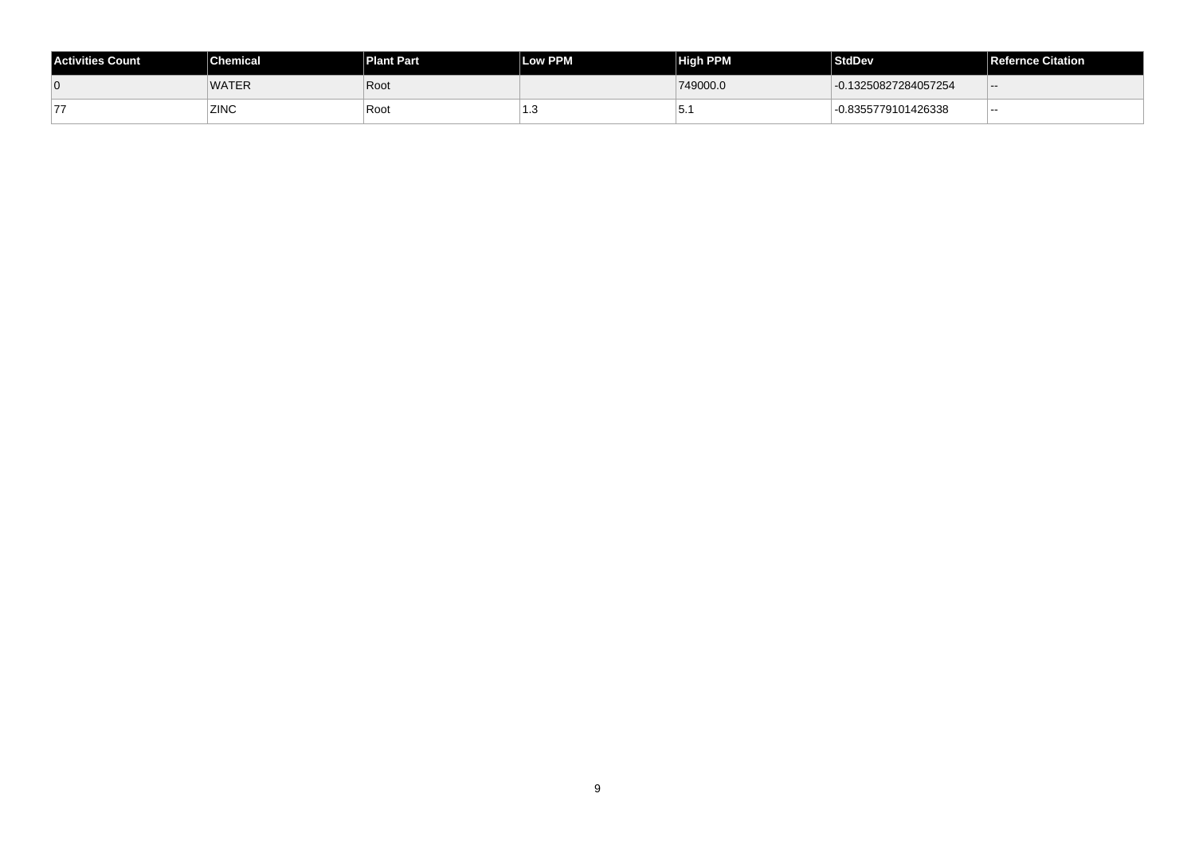| Activities Count | Chemical | Plant Part | Low PPM | High PPM | StdDev | Refernce Citation |
| --- | --- | --- | --- | --- | --- | --- |
| 0 | WATER | Root | | 749000.0 | -0.13250827284057254 | -- |
| 77 | ZINC | Root | 1.3 | 5.1 | -0.8355779101426338 | -- |